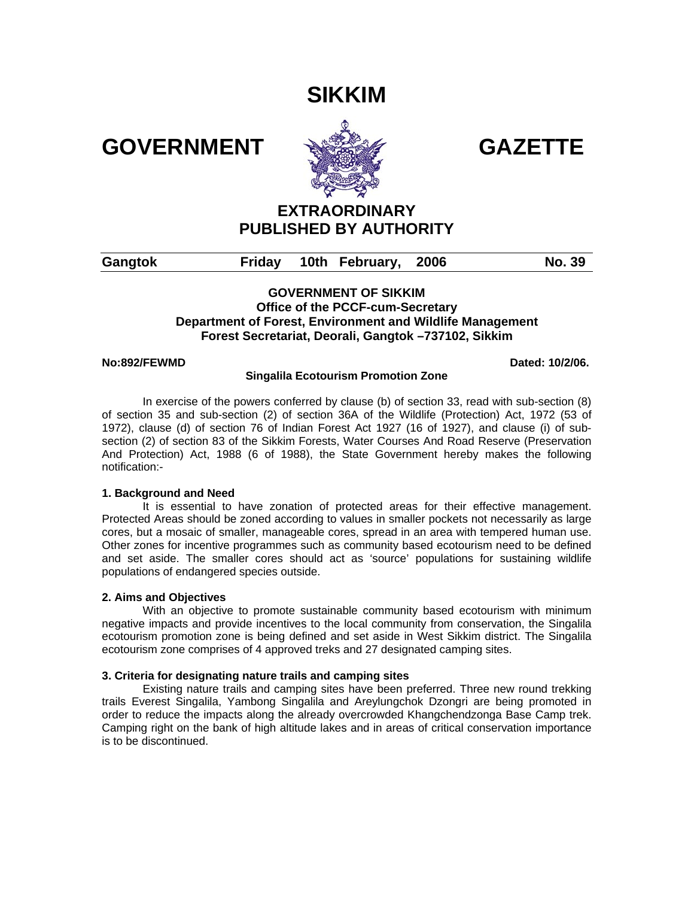# SIKKIM

# GOVERNMENT GAZETTE

## EXTRAORDINARY
## PUBLISHED BY AUTHORITY

**Gangtok Friday 10th February, 2006 No. 39**

**GOVERNMENT OF SIKKIM**
**Office of the PCCF-cum-Secretary**
**Department of Forest, Environment and Wildlife Management**
**Forest Secretariat, Deorali, Gangtok –737102, Sikkim**

**No:892/FEWMD** **Dated: 10/2/06.**

**Singalila Ecotourism Promotion Zone**

In exercise of the powers conferred by clause (b) of section 33, read with sub-section (8) of section 35 and sub-section (2) of section 36A of the Wildlife (Protection) Act, 1972 (53 of 1972), clause (d) of section 76 of Indian Forest Act 1927 (16 of 1927), and clause (i) of sub-section (2) of section 83 of the Sikkim Forests, Water Courses And Road Reserve (Preservation And Protection) Act, 1988 (6 of 1988), the State Government hereby makes the following notification:-

**1. Background and Need**

It is essential to have zonation of protected areas for their effective management. Protected Areas should be zoned according to values in smaller pockets not necessarily as large cores, but a mosaic of smaller, manageable cores, spread in an area with tempered human use. Other zones for incentive programmes such as community based ecotourism need to be defined and set aside. The smaller cores should act as 'source' populations for sustaining wildlife populations of endangered species outside.

**2. Aims and Objectives**

With an objective to promote sustainable community based ecotourism with minimum negative impacts and provide incentives to the local community from conservation, the Singalila ecotourism promotion zone is being defined and set aside in West Sikkim district. The Singalila ecotourism zone comprises of 4 approved treks and 27 designated camping sites.

**3. Criteria for designating nature trails and camping sites**

Existing nature trails and camping sites have been preferred. Three new round trekking trails Everest Singalila, Yambong Singalila and Areylungchok Dzongri are being promoted in order to reduce the impacts along the already overcrowded Khangchendzonga Base Camp trek. Camping right on the bank of high altitude lakes and in areas of critical conservation importance is to be discontinued.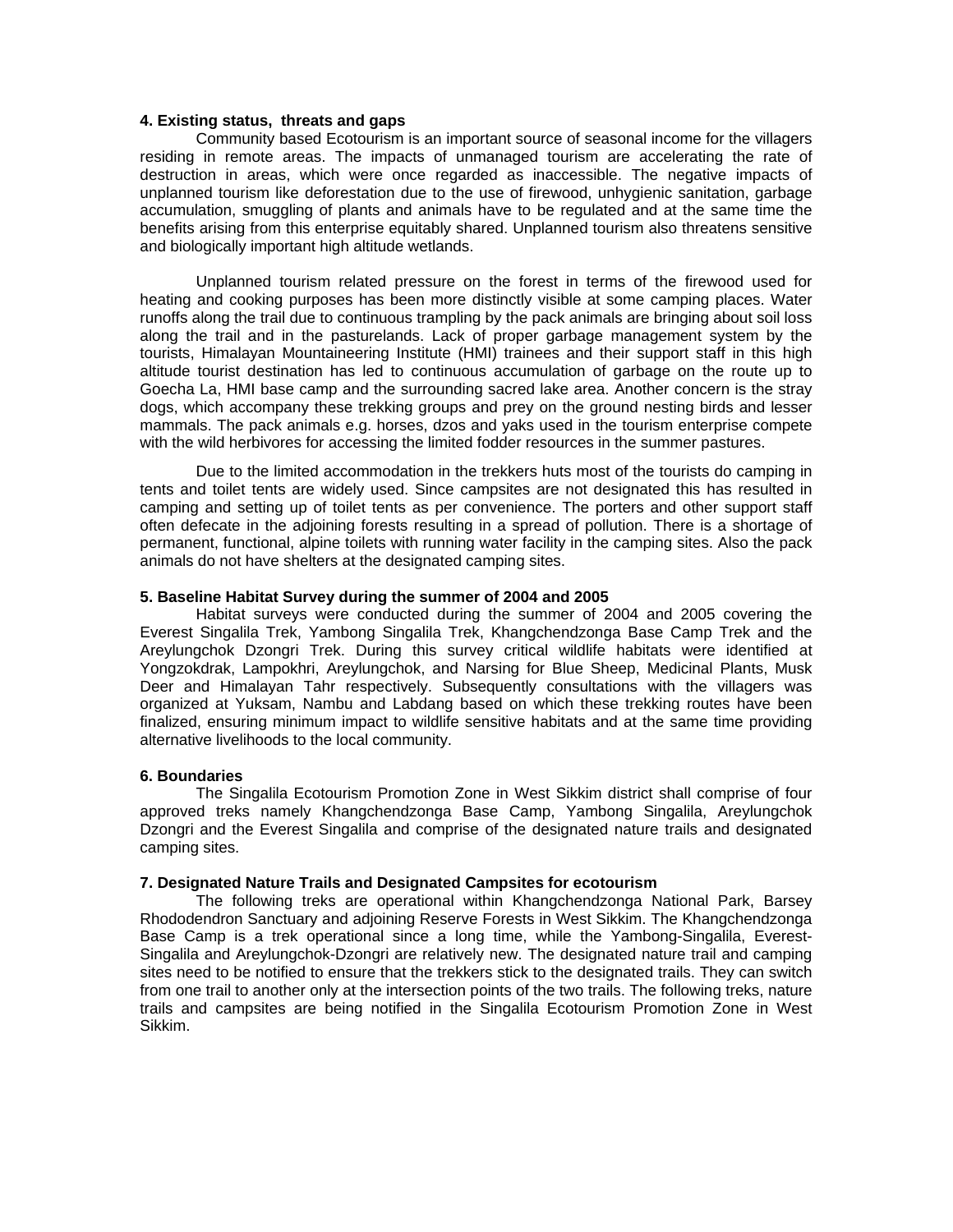**4. Existing status, threats and gaps**

Community based Ecotourism is an important source of seasonal income for the villagers residing in remote areas. The impacts of unmanaged tourism are accelerating the rate of destruction in areas, which were once regarded as inaccessible. The negative impacts of unplanned tourism like deforestation due to the use of firewood, unhygienic sanitation, garbage accumulation, smuggling of plants and animals have to be regulated and at the same time the benefits arising from this enterprise equitably shared. Unplanned tourism also threatens sensitive and biologically important high altitude wetlands.

Unplanned tourism related pressure on the forest in terms of the firewood used for heating and cooking purposes has been more distinctly visible at some camping places. Water runoffs along the trail due to continuous trampling by the pack animals are bringing about soil loss along the trail and in the pasturelands. Lack of proper garbage management system by the tourists, Himalayan Mountaineering Institute (HMI) trainees and their support staff in this high altitude tourist destination has led to continuous accumulation of garbage on the route up to Goecha La, HMI base camp and the surrounding sacred lake area. Another concern is the stray dogs, which accompany these trekking groups and prey on the ground nesting birds and lesser mammals. The pack animals e.g. horses, dzos and yaks used in the tourism enterprise compete with the wild herbivores for accessing the limited fodder resources in the summer pastures.

Due to the limited accommodation in the trekkers huts most of the tourists do camping in tents and toilet tents are widely used. Since campsites are not designated this has resulted in camping and setting up of toilet tents as per convenience. The porters and other support staff often defecate in the adjoining forests resulting in a spread of pollution. There is a shortage of permanent, functional, alpine toilets with running water facility in the camping sites. Also the pack animals do not have shelters at the designated camping sites.

**5. Baseline Habitat Survey during the summer of 2004 and 2005**

Habitat surveys were conducted during the summer of 2004 and 2005 covering the Everest Singalila Trek, Yambong Singalila Trek, Khangchendzonga Base Camp Trek and the Areylungchok Dzongri Trek. During this survey critical wildlife habitats were identified at Yongzokdrak, Lampokhri, Areylungchok, and Narsing for Blue Sheep, Medicinal Plants, Musk Deer and Himalayan Tahr respectively. Subsequently consultations with the villagers was organized at Yuksam, Nambu and Labdang based on which these trekking routes have been finalized, ensuring minimum impact to wildlife sensitive habitats and at the same time providing alternative livelihoods to the local community.

**6. Boundaries**

The Singalila Ecotourism Promotion Zone in West Sikkim district shall comprise of four approved treks namely Khangchendzonga Base Camp, Yambong Singalila, Areylungchok Dzongri and the Everest Singalila and comprise of the designated nature trails and designated camping sites.

**7. Designated Nature Trails and Designated Campsites for ecotourism**

The following treks are operational within Khangchendzonga National Park, Barsey Rhododendron Sanctuary and adjoining Reserve Forests in West Sikkim. The Khangchendzonga Base Camp is a trek operational since a long time, while the Yambong-Singalila, Everest-Singalila and Areylungchok-Dzongri are relatively new. The designated nature trail and camping sites need to be notified to ensure that the trekkers stick to the designated trails. They can switch from one trail to another only at the intersection points of the two trails. The following treks, nature trails and campsites are being notified in the Singalila Ecotourism Promotion Zone in West Sikkim.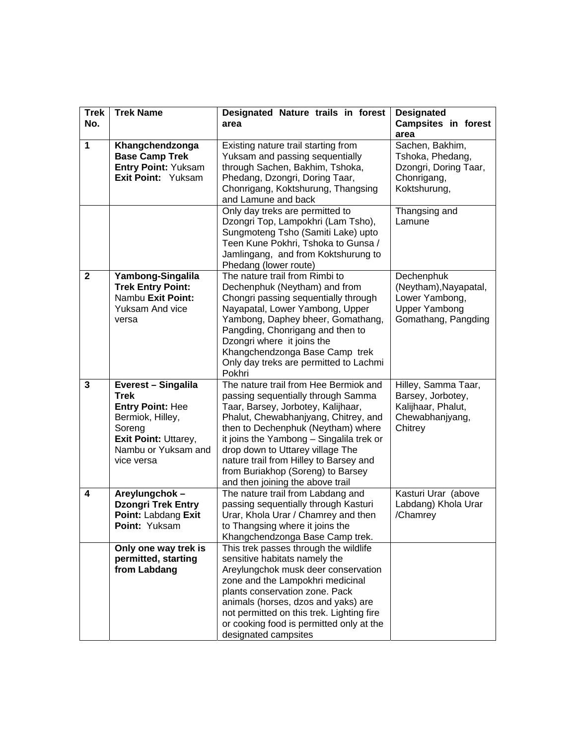| Trek No. | Trek Name | Designated Nature trails in forest area | Designated Campsites in forest area |
|---|---|---|---|
| **1** | **Khangchendzonga Base Camp Trek** **Entry Point:** Yuksam **Exit Point:** Yuksam | Existing nature trail starting from Yuksam and passing sequentially through Sachen, Bakhim, Tshoka, Phedang, Dzongri, Doring Taar, Chonrigang, Koktshurung, Thangsing and Lamune and back | Sachen, Bakhim, Tshoka, Phedang, Dzongri, Doring Taar, Chonrigang, Koktshurung, |
| | | Only day treks are permitted to Dzongri Top, Lampokhri (Lam Tsho), Sungmoteng Tsho (Samiti Lake) upto Teen Kune Pokhri, Tshoka to Gunsa / Jamlingang, and from Koktshurung to Phedang (lower route) | Thangsing and Lamune |
| **2** | **Yambong-Singalila Trek Entry Point:** Nambu **Exit Point:** Yuksam And vice versa | The nature trail from Rimbi to Dechenphuk (Neytham) and from Chongri passing sequentially through Nayapatal, Lower Yambong, Upper Yambong, Daphey bheer, Gomathang, Pangding, Chonrigang and then to Dzongri where it joins the Khangchendzonga Base Camp trek Only day treks are permitted to Lachmi Pokhri | Dechenphuk (Neytham),Nayapatal, Lower Yambong, Upper Yambong Gomathang, Pangding |
| **3** | **Everest – Singalila Trek** **Entry Point:** Hee Bermiok, Hilley, Soreng **Exit Point:** Uttarey, Nambu or Yuksam and vice versa | The nature trail from Hee Bermiok and passing sequentially through Samma Taar, Barsey, Jorbotey, Kalijhaar, Phalut, Chewabhanjyang, Chitrey, and then to Dechenphuk (Neytham) where it joins the Yambong – Singalila trek or drop down to Uttarey village The nature trail from Hilley to Barsey and from Buriakhop (Soreng) to Barsey and then joining the above trail | Hilley, Samma Taar, Barsey, Jorbotey, Kalijhaar, Phalut, Chewabhanjyang, Chitrey |
| **4** | **Areylungchok – Dzongri Trek Entry Point:** Labdang **Exit Point:** Yuksam | The nature trail from Labdang and passing sequentially through Kasturi Urar, Khola Urar / Chamrey and then to Thangsing where it joins the Khangchendzonga Base Camp trek. | Kasturi Urar (above Labdang) Khola Urar /Chamrey |
| | **Only one way trek is permitted, starting from Labdang** | This trek passes through the wildlife sensitive habitats namely the Areylungchok musk deer conservation zone and the Lampokhri medicinal plants conservation zone. Pack animals (horses, dzos and yaks) are not permitted on this trek. Lighting fire or cooking food is permitted only at the designated campsites | |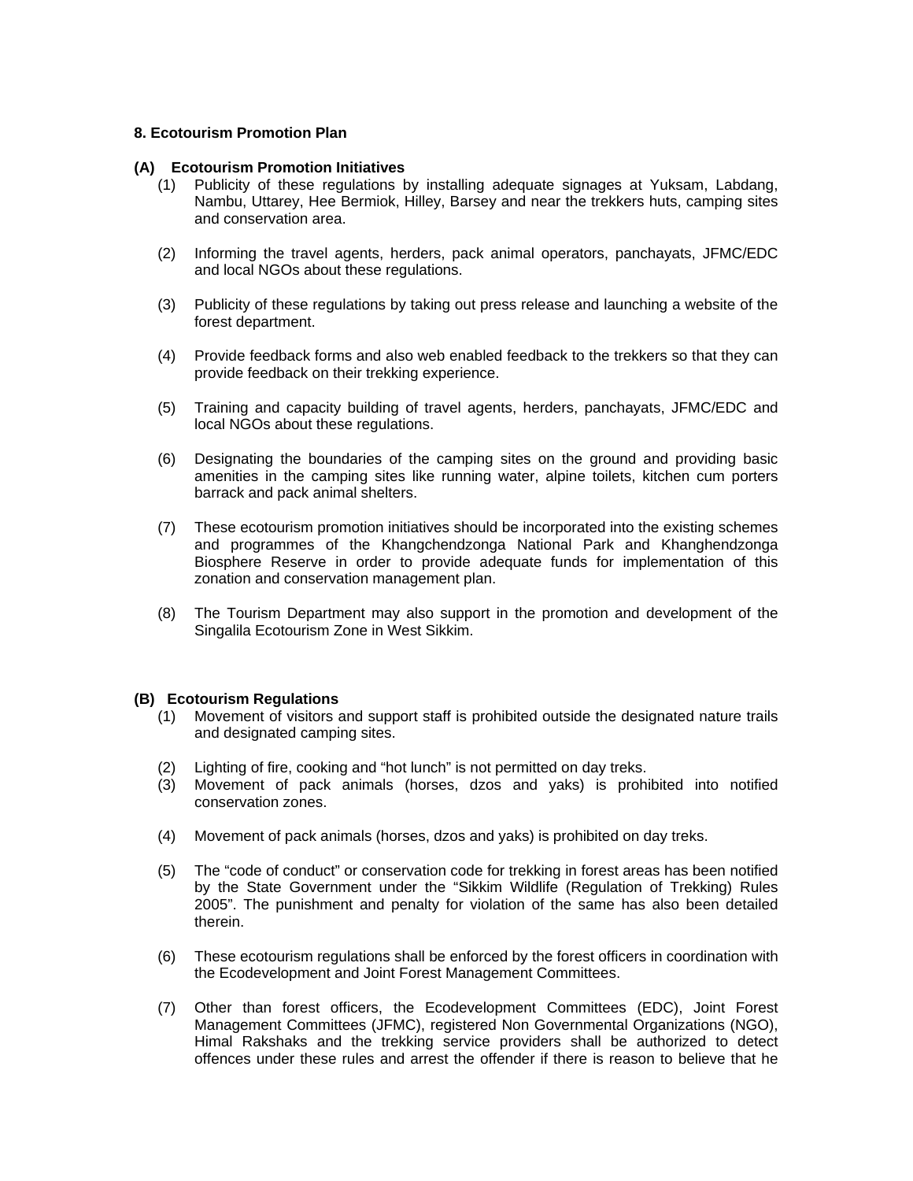**8. Ecotourism Promotion Plan**

**(A) Ecotourism Promotion Initiatives**

(1) Publicity of these regulations by installing adequate signages at Yuksam, Labdang, Nambu, Uttarey, Hee Bermiok, Hilley, Barsey and near the trekkers huts, camping sites and conservation area.

(2) Informing the travel agents, herders, pack animal operators, panchayats, JFMC/EDC and local NGOs about these regulations.

(3) Publicity of these regulations by taking out press release and launching a website of the forest department.

(4) Provide feedback forms and also web enabled feedback to the trekkers so that they can provide feedback on their trekking experience.

(5) Training and capacity building of travel agents, herders, panchayats, JFMC/EDC and local NGOs about these regulations.

(6) Designating the boundaries of the camping sites on the ground and providing basic amenities in the camping sites like running water, alpine toilets, kitchen cum porters barrack and pack animal shelters.

(7) These ecotourism promotion initiatives should be incorporated into the existing schemes and programmes of the Khangchendzonga National Park and Khanghendzonga Biosphere Reserve in order to provide adequate funds for implementation of this zonation and conservation management plan.

(8) The Tourism Department may also support in the promotion and development of the Singalila Ecotourism Zone in West Sikkim.

**(B) Ecotourism Regulations**

(1) Movement of visitors and support staff is prohibited outside the designated nature trails and designated camping sites.

(2) Lighting of fire, cooking and "hot lunch" is not permitted on day treks.

(3) Movement of pack animals (horses, dzos and yaks) is prohibited into notified conservation zones.

(4) Movement of pack animals (horses, dzos and yaks) is prohibited on day treks.

(5) The "code of conduct" or conservation code for trekking in forest areas has been notified by the State Government under the "Sikkim Wildlife (Regulation of Trekking) Rules 2005". The punishment and penalty for violation of the same has also been detailed therein.

(6) These ecotourism regulations shall be enforced by the forest officers in coordination with the Ecodevelopment and Joint Forest Management Committees.

(7) Other than forest officers, the Ecodevelopment Committees (EDC), Joint Forest Management Committees (JFMC), registered Non Governmental Organizations (NGO), Himal Rakshaks and the trekking service providers shall be authorized to detect offences under these rules and arrest the offender if there is reason to believe that he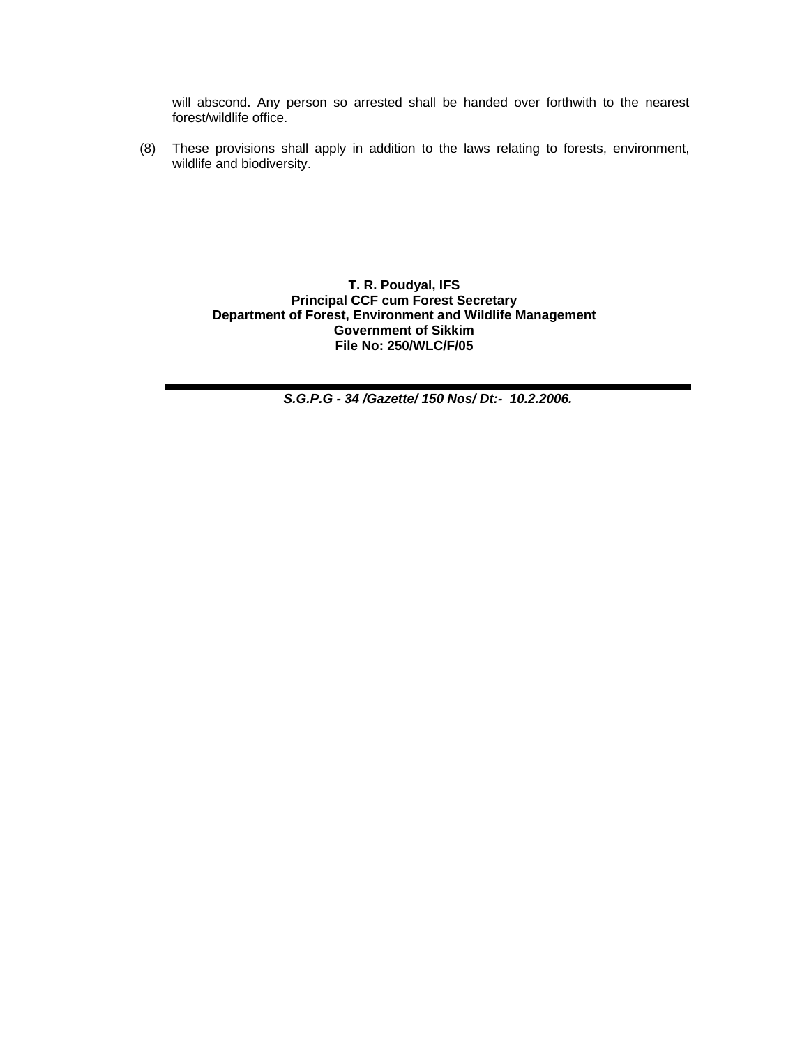will abscond. Any person so arrested shall be handed over forthwith to the nearest forest/wildlife office.

(8) These provisions shall apply in addition to the laws relating to forests, environment, wildlife and biodiversity.

**T. R. Poudyal, IFS**
**Principal CCF cum Forest Secretary**
**Department of Forest, Environment and Wildlife Management**
**Government of Sikkim**
**File No: 250/WLC/F/05**

---

***S.G.P.G - 34 /Gazette/ 150 Nos/ Dt:- 10.2.2006.***